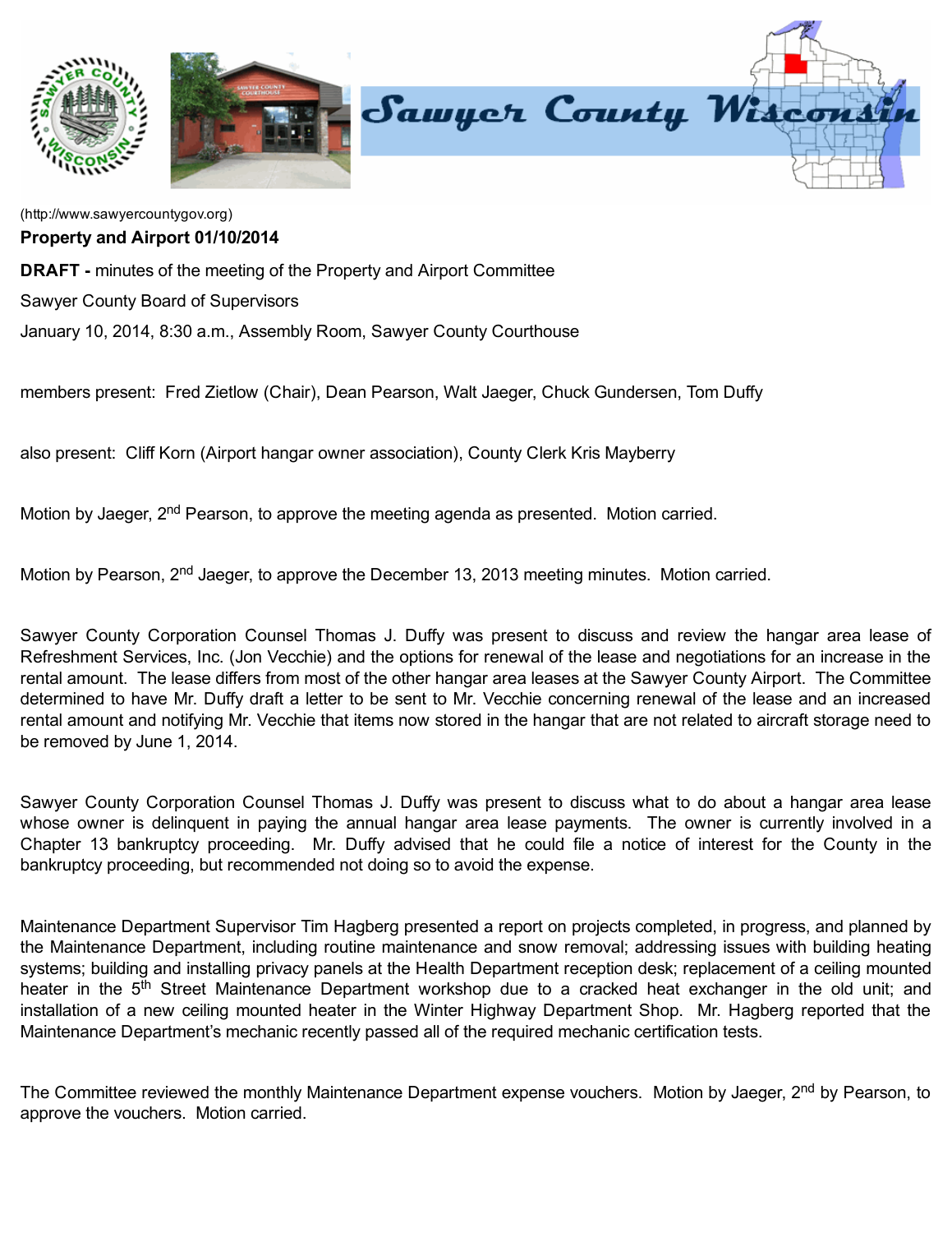(http://www.sawyercountygov.org)

**Property and Airport 01/10/2014**

**DRAFT -** minutes of the meeting of the Property and Airport Committee

Sawyer County Board of Supervisors

January 10, 2014, 8:30 a.m., Assembly Room, Sawyer County Courthouse

members present: Fred Zietlow (Chair), Dean Pearson, Walt Jaeger, Chuck Gundersen, Tom Duffy

also present: Cliff Korn (Airport hangar owner association), County Clerk Kris Mayberry

Motion by Jaeger, 2nd Pearson, to approve the meeting agenda as presented. Motion carried.

Motion by Pearson, 2nd Jaeger, to approve the December 13, 2013 meeting minutes. Motion carried.

Sawyer County Corporation Counsel Thomas J. Duffy was present to discuss and review the hangar area lease of Refreshment Services, Inc. (Jon Vecchie) and the options for renewal of the lease and negotiations for an increase in the rental amount. The lease differs from most of the other hangar area leases at the Sawyer County Airport. The Committee determined to have Mr. Duffy draft a letter to be sent to Mr. Vecchie concerning renewal of the lease and an increased rental amount and notifying Mr. Vecchie that items now stored in the hangar that are not related to aircraft storage need to be removed by June 1, 2014.

Sawyer County Corporation Counsel Thomas J. Duffy was present to discuss what to do about a hangar area lease whose owner is delinquent in paying the annual hangar area lease payments. The owner is currently involved in a Chapter 13 bankruptcy proceeding. Mr. Duffy advised that he could file a notice of interest for the County in the bankruptcy proceeding, but recommended not doing so to avoid the expense.

Maintenance Department Supervisor Tim Hagberg presented a report on projects completed, in progress, and planned by the Maintenance Department, including routine maintenance and snow removal; addressing issues with building heating systems; building and installing privacy panels at the Health Department reception desk; replacement of a ceiling mounted heater in the 5th Street Maintenance Department workshop due to a cracked heat exchanger in the old unit; and installation of a new ceiling mounted heater in the Winter Highway Department Shop. Mr. Hagberg reported that the Maintenance Department's mechanic recently passed all of the required mechanic certification tests.

The Committee reviewed the monthly Maintenance Department expense vouchers. Motion by Jaeger, 2nd by Pearson, to approve the vouchers. Motion carried.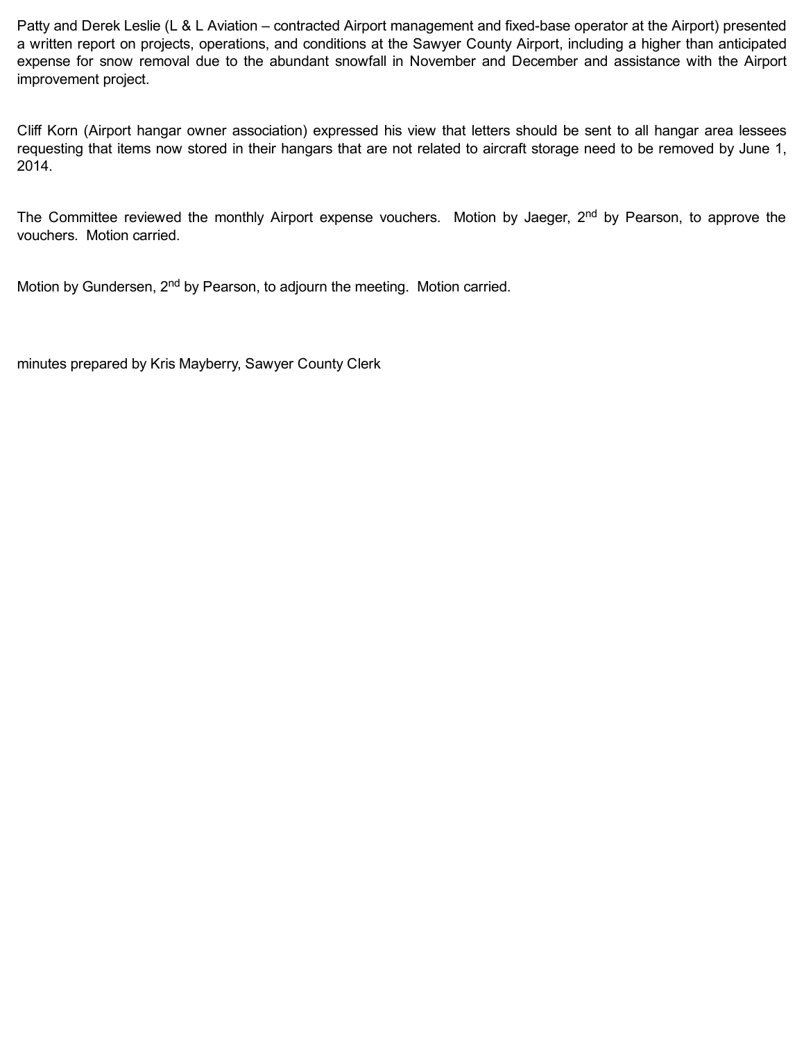Patty and Derek Leslie (L & L Aviation – contracted Airport management and fixed-base operator at the Airport) presented a written report on projects, operations, and conditions at the Sawyer County Airport, including a higher than anticipated expense for snow removal due to the abundant snowfall in November and December and assistance with the Airport improvement project.

Cliff Korn (Airport hangar owner association) expressed his view that letters should be sent to all hangar area lessees requesting that items now stored in their hangars that are not related to aircraft storage need to be removed by June 1, 2014.

The Committee reviewed the monthly Airport expense vouchers. Motion by Jaeger, 2nd by Pearson, to approve the vouchers. Motion carried.

Motion by Gundersen, 2nd by Pearson, to adjourn the meeting. Motion carried.

minutes prepared by Kris Mayberry, Sawyer County Clerk